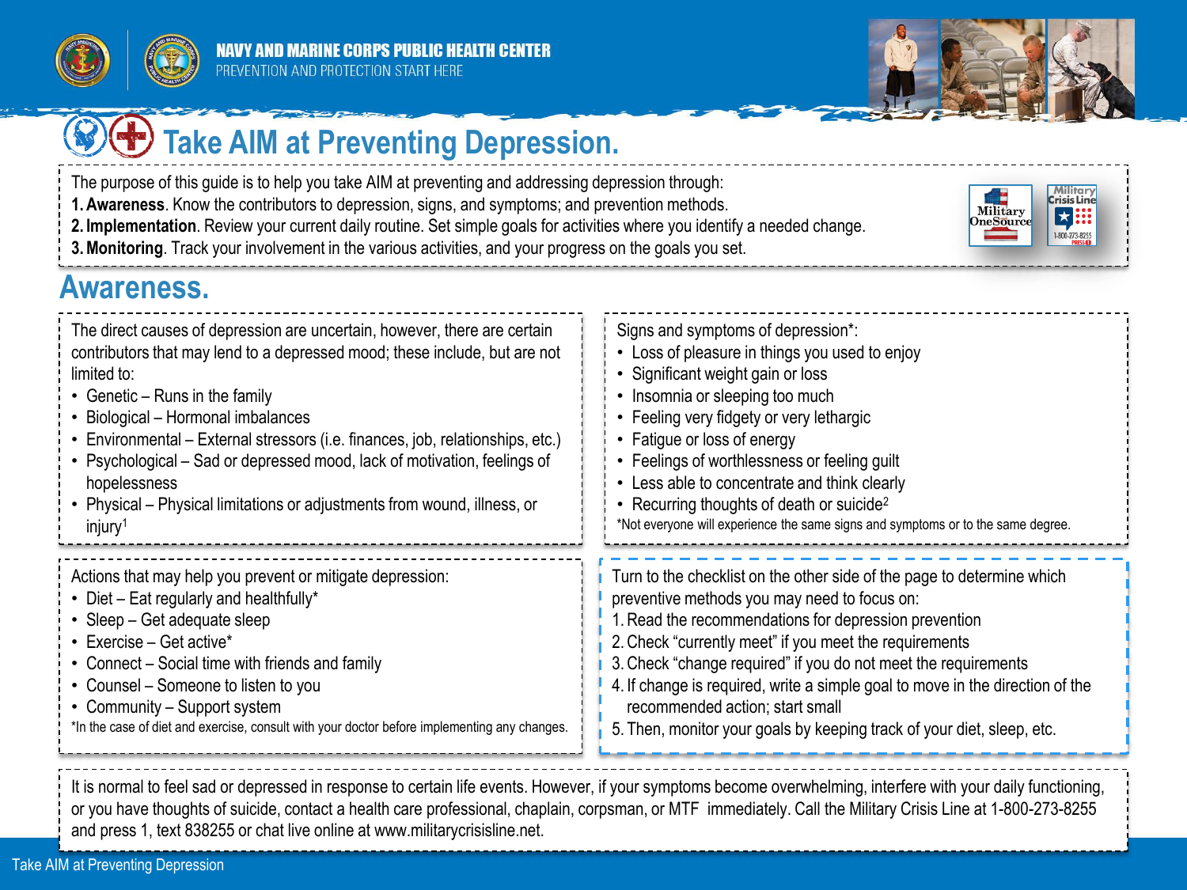NAVY AND MARINE CORPS PUBLIC HEALTH CENTER
PREVENTION AND PROTECTION START HERE

# Take AIM at Preventing Depression.

The purpose of this guide is to help you take AIM at preventing and addressing depression through:

1. **Awareness**. Know the contributors to depression, signs, and symptoms; and prevention methods.
2. **Implementation**. Review your current daily routine. Set simple goals for activities where you identify a needed change.
3. **Monitoring**. Track your involvement in the various activities, and your progress on the goals you set.

## Awareness.

The direct causes of depression are uncertain, however, there are certain contributors that may lend to a depressed mood; these include, but are not limited to:

- Genetic – Runs in the family
- Biological – Hormonal imbalances
- Environmental – External stressors (i.e. finances, job, relationships, etc.)
- Psychological – Sad or depressed mood, lack of motivation, feelings of hopelessness
- Physical – Physical limitations or adjustments from wound, illness, or injury[1]

Signs and symptoms of depression*:

- Loss of pleasure in things you used to enjoy
- Significant weight gain or loss
- Insomnia or sleeping too much
- Feeling very fidgety or very lethargic
- Fatigue or loss of energy
- Feelings of worthlessness or feeling guilt
- Less able to concentrate and think clearly
- Recurring thoughts of death or suicide[2]

*Not everyone will experience the same signs and symptoms or to the same degree.

Actions that may help you prevent or mitigate depression:

- Diet – Eat regularly and healthfully*
- Sleep – Get adequate sleep
- Exercise – Get active*
- Connect – Social time with friends and family
- Counsel – Someone to listen to you
- Community – Support system

*In the case of diet and exercise, consult with your doctor before implementing any changes.

Turn to the checklist on the other side of the page to determine which preventive methods you may need to focus on:

1. Read the recommendations for depression prevention
2. Check "currently meet" if you meet the requirements
3. Check "change required" if you do not meet the requirements
4. If change is required, write a simple goal to move in the direction of the recommended action; start small
5. Then, monitor your goals by keeping track of your diet, sleep, etc.

It is normal to feel sad or depressed in response to certain life events. However, if your symptoms become overwhelming, interfere with your daily functioning, or you have thoughts of suicide, contact a health care professional, chaplain, corpsman, or MTF immediately. Call the Military Crisis Line at 1-800-273-8255 and press 1, text 838255 or chat live online at www.militarycrisisline.net.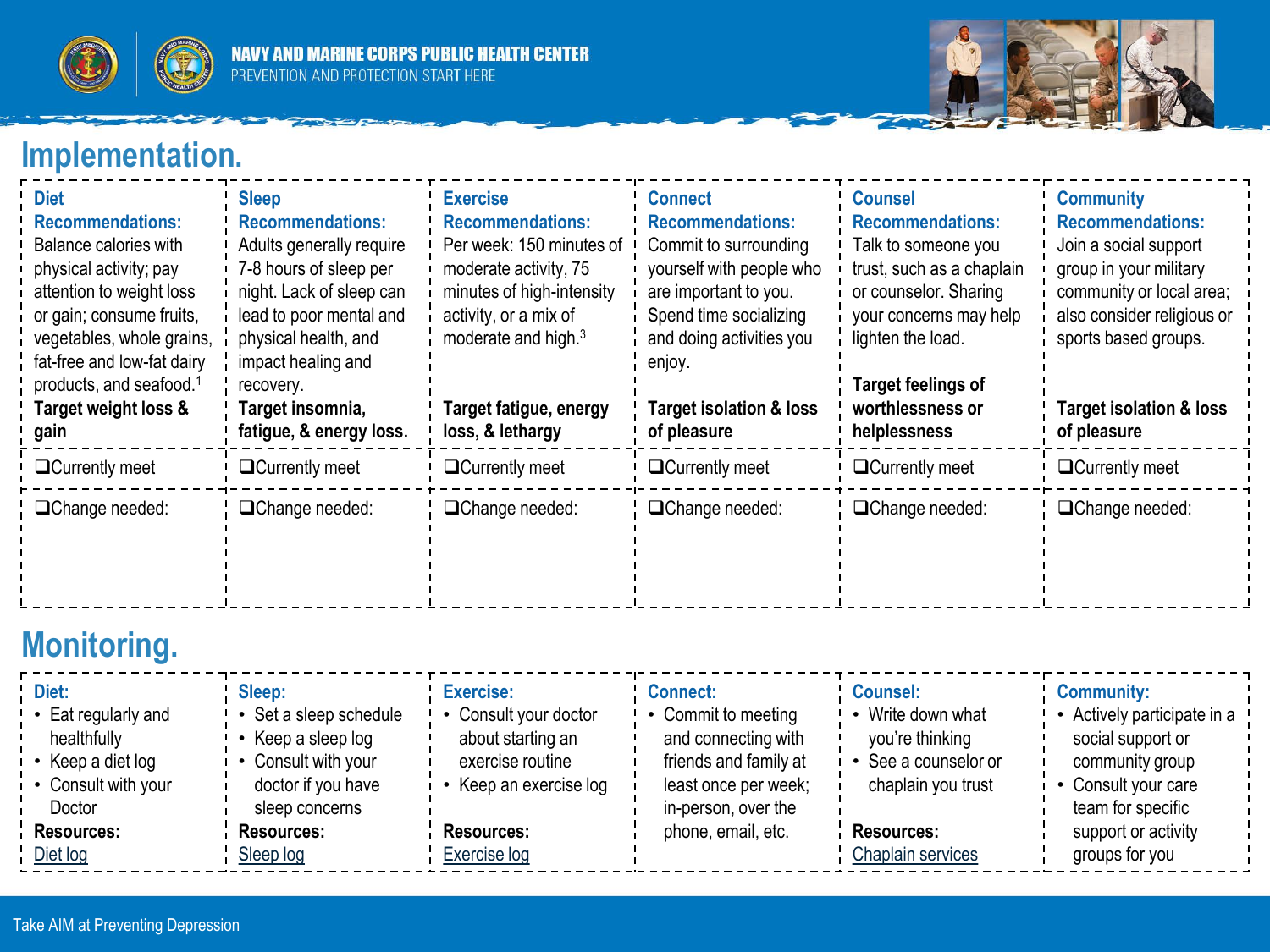## Implementation.

| Diet | Sleep | Exercise | Connect | Counsel | Community |
|---|---|---|---|---|---|
| **Recommendations:** Balance calories with physical activity; pay attention to weight loss or gain; consume fruits, vegetables, whole grains, fat-free and low-fat dairy products, and seafood.[1] **Target weight loss & gain** | **Recommendations:** Adults generally require 7-8 hours of sleep per night. Lack of sleep can lead to poor mental and physical health, and impact healing and recovery. **Target insomnia, fatigue, & energy loss.** | **Recommendations:** Per week: 150 minutes of moderate activity, 75 minutes of high-intensity activity, or a mix of moderate and high.[3] **Target fatigue, energy loss, & lethargy** | **Recommendations:** Commit to surrounding yourself with people who are important to you. Spend time socializing and doing activities you enjoy. **Target isolation & loss of pleasure** | **Recommendations:** Talk to someone you trust, such as a chaplain or counselor. Sharing your concerns may help lighten the load. **Target feelings of worthlessness or helplessness** | **Recommendations:** Join a social support group in your military community or local area; also consider religious or sports based groups. **Target isolation & loss of pleasure** |
| ❑Currently meet | ❑Currently meet | ❑Currently meet | ❑Currently meet | ❑Currently meet | ❑Currently meet |
| ❑Change needed: | ❑Change needed: | ❑Change needed: | ❑Change needed: | ❑Change needed: | ❑Change needed: |

## Monitoring.

| Diet: | Sleep: | Exercise: | Connect: | Counsel: | Community: |
|---|---|---|---|---|---|
| • Eat regularly and healthfully<br>• Keep a diet log<br>• Consult with your Doctor<br>**Resources:**<br>Diet log | • Set a sleep schedule<br>• Keep a sleep log<br>• Consult with your doctor if you have sleep concerns<br>**Resources:**<br>Sleep log | • Consult your doctor about starting an exercise routine<br>• Keep an exercise log<br>**Resources:**<br>Exercise log | • Commit to meeting and connecting with friends and family at least once per week; in-person, over the phone, email, etc. | • Write down what you're thinking<br>• See a counselor or chaplain you trust<br>**Resources:**<br>Chaplain services | • Actively participate in a social support or community group<br>• Consult your care team for specific support or activity groups for you |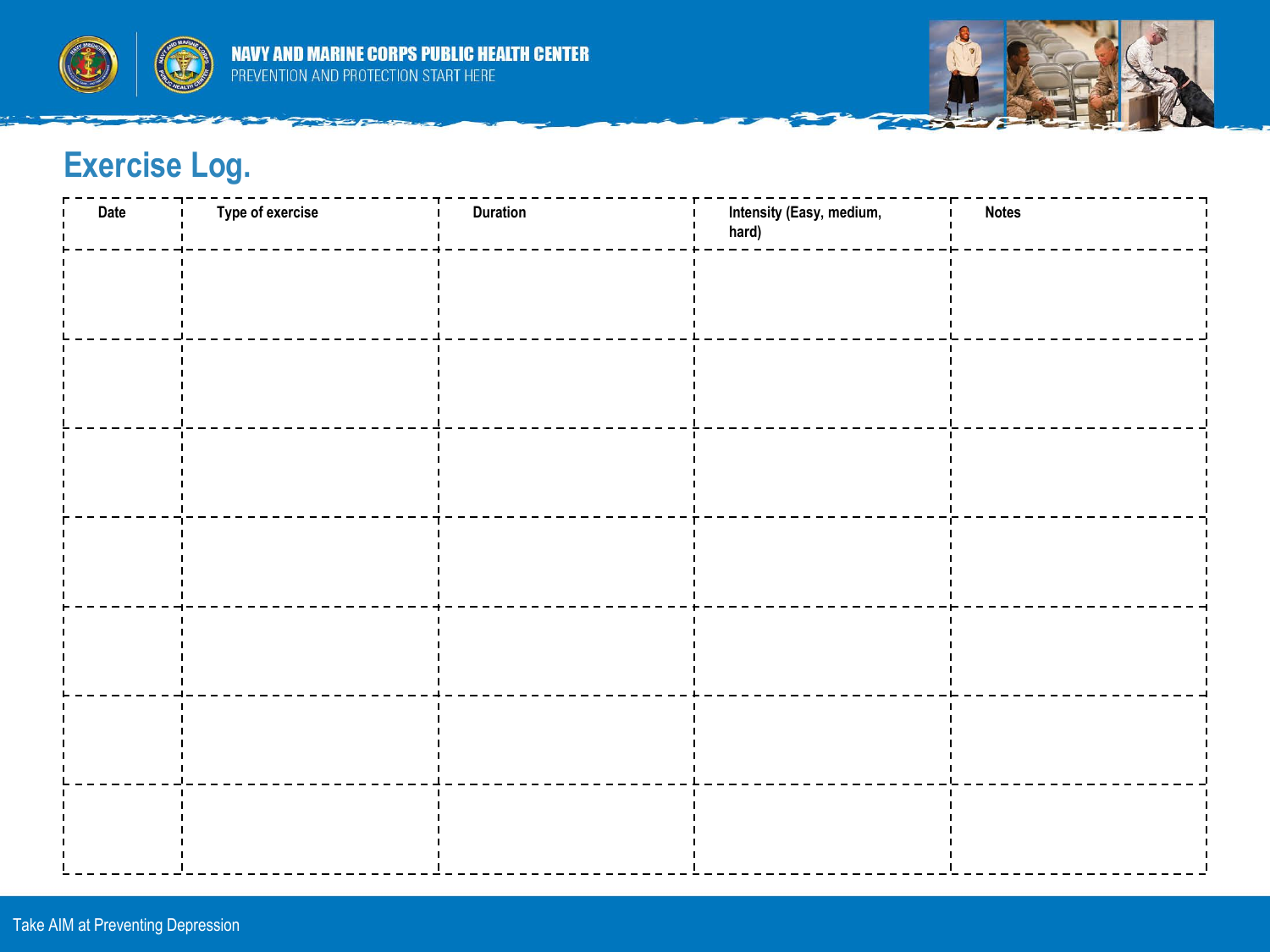# Exercise Log.

| Date | Type of exercise | Duration | Intensity (Easy, medium, hard) | Notes |
|---|---|---|---|---|
| | | | | |
| | | | | |
| | | | | |
| | | | | |
| | | | | |
| | | | | |
| | | | | |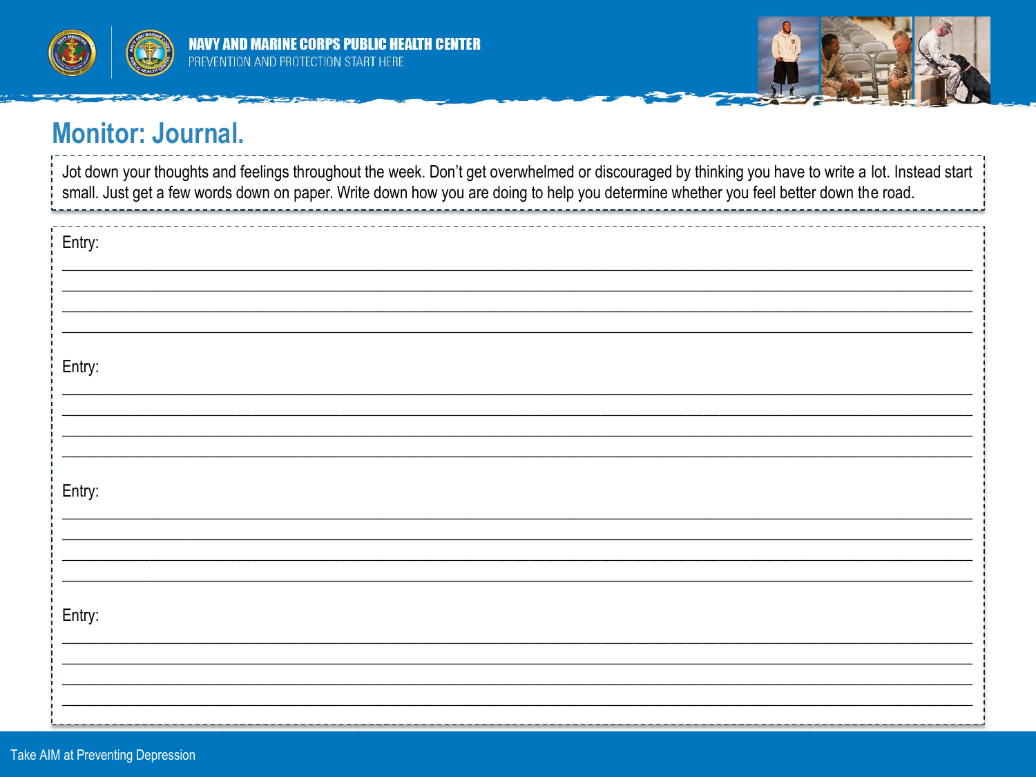# Monitor: Journal.

Jot down your thoughts and feelings throughout the week. Don't get overwhelmed or discouraged by thinking you have to write a lot. Instead start small. Just get a few words down on paper. Write down how you are doing to help you determine whether you feel better down the road.

Entry:

______________________________________________________________________________

______________________________________________________________________________

______________________________________________________________________________

______________________________________________________________________________

Entry:

______________________________________________________________________________

______________________________________________________________________________

______________________________________________________________________________

______________________________________________________________________________

Entry:

______________________________________________________________________________

______________________________________________________________________________

______________________________________________________________________________

______________________________________________________________________________

Entry:

______________________________________________________________________________

______________________________________________________________________________

______________________________________________________________________________

______________________________________________________________________________